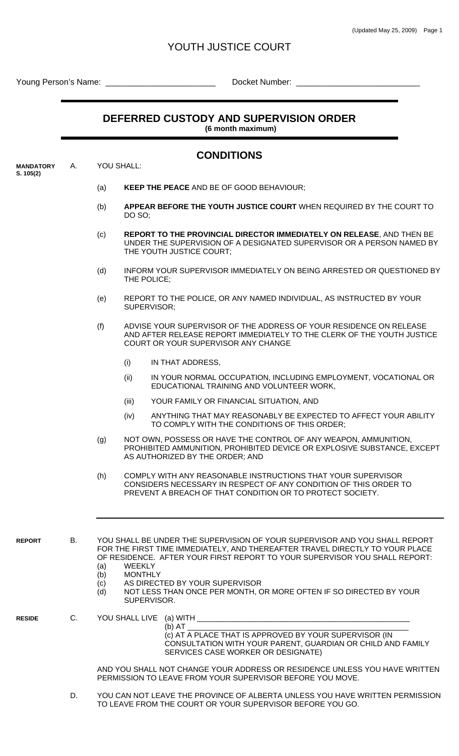# YOUTH JUSTICE COURT

Young Person's Name: ________________________ Docket Number: ___________________________

## DEFERRED CUSTODY AND SUPERVISION ORDER

**(6 month maximum)**

## CONDITIONS

**MANDATORY S. 105(2)**

A. YOU SHALL:

(a) **KEEP THE PEACE** AND BE OF GOOD BEHAVIOUR;

(b) **APPEAR BEFORE THE YOUTH JUSTICE COURT** WHEN REQUIRED BY THE COURT TO DO SO;

(c) **REPORT TO THE PROVINCIAL DIRECTOR IMMEDIATELY ON RELEASE**, AND THEN BE UNDER THE SUPERVISION OF A DESIGNATED SUPERVISOR OR A PERSON NAMED BY THE YOUTH JUSTICE COURT;

(d) INFORM YOUR SUPERVISOR IMMEDIATELY ON BEING ARRESTED OR QUESTIONED BY THE POLICE;

(e) REPORT TO THE POLICE, OR ANY NAMED INDIVIDUAL, AS INSTRUCTED BY YOUR SUPERVISOR;

(f) ADVISE YOUR SUPERVISOR OF THE ADDRESS OF YOUR RESIDENCE ON RELEASE AND AFTER RELEASE REPORT IMMEDIATELY TO THE CLERK OF THE YOUTH JUSTICE COURT OR YOUR SUPERVISOR ANY CHANGE

  (i) IN THAT ADDRESS,

  (ii) IN YOUR NORMAL OCCUPATION, INCLUDING EMPLOYMENT, VOCATIONAL OR EDUCATIONAL TRAINING AND VOLUNTEER WORK,

  (iii) YOUR FAMILY OR FINANCIAL SITUATION, AND

  (iv) ANYTHING THAT MAY REASONABLY BE EXPECTED TO AFFECT YOUR ABILITY TO COMPLY WITH THE CONDITIONS OF THIS ORDER;

(g) NOT OWN, POSSESS OR HAVE THE CONTROL OF ANY WEAPON, AMMUNITION, PROHIBITED AMMUNITION, PROHIBITED DEVICE OR EXPLOSIVE SUBSTANCE, EXCEPT AS AUTHORIZED BY THE ORDER; AND

(h) COMPLY WITH ANY REASONABLE INSTRUCTIONS THAT YOUR SUPERVISOR CONSIDERS NECESSARY IN RESPECT OF ANY CONDITION OF THIS ORDER TO PREVENT A BREACH OF THAT CONDITION OR TO PROTECT SOCIETY.

---

**REPORT**

B. YOU SHALL BE UNDER THE SUPERVISION OF YOUR SUPERVISOR AND YOU SHALL REPORT FOR THE FIRST TIME IMMEDIATELY, AND THEREAFTER TRAVEL DIRECTLY TO YOUR PLACE OF RESIDENCE. AFTER YOUR FIRST REPORT TO YOUR SUPERVISOR YOU SHALL REPORT:

(a) WEEKLY
(b) MONTHLY
(c) AS DIRECTED BY YOUR SUPERVISOR
(d) NOT LESS THAN ONCE PER MONTH, OR MORE OFTEN IF SO DIRECTED BY YOUR SUPERVISOR.

**RESIDE**

C. YOU SHALL LIVE (a) WITH ______________________________________________

(b) AT ______________________________________________

(c) AT A PLACE THAT IS APPROVED BY YOUR SUPERVISOR (IN CONSULTATION WITH YOUR PARENT, GUARDIAN OR CHILD AND FAMILY SERVICES CASE WORKER OR DESIGNATE)

AND YOU SHALL NOT CHANGE YOUR ADDRESS OR RESIDENCE UNLESS YOU HAVE WRITTEN PERMISSION TO LEAVE FROM YOUR SUPERVISOR BEFORE YOU MOVE.

D. YOU CAN NOT LEAVE THE PROVINCE OF ALBERTA UNLESS YOU HAVE WRITTEN PERMISSION TO LEAVE FROM THE COURT OR YOUR SUPERVISOR BEFORE YOU GO.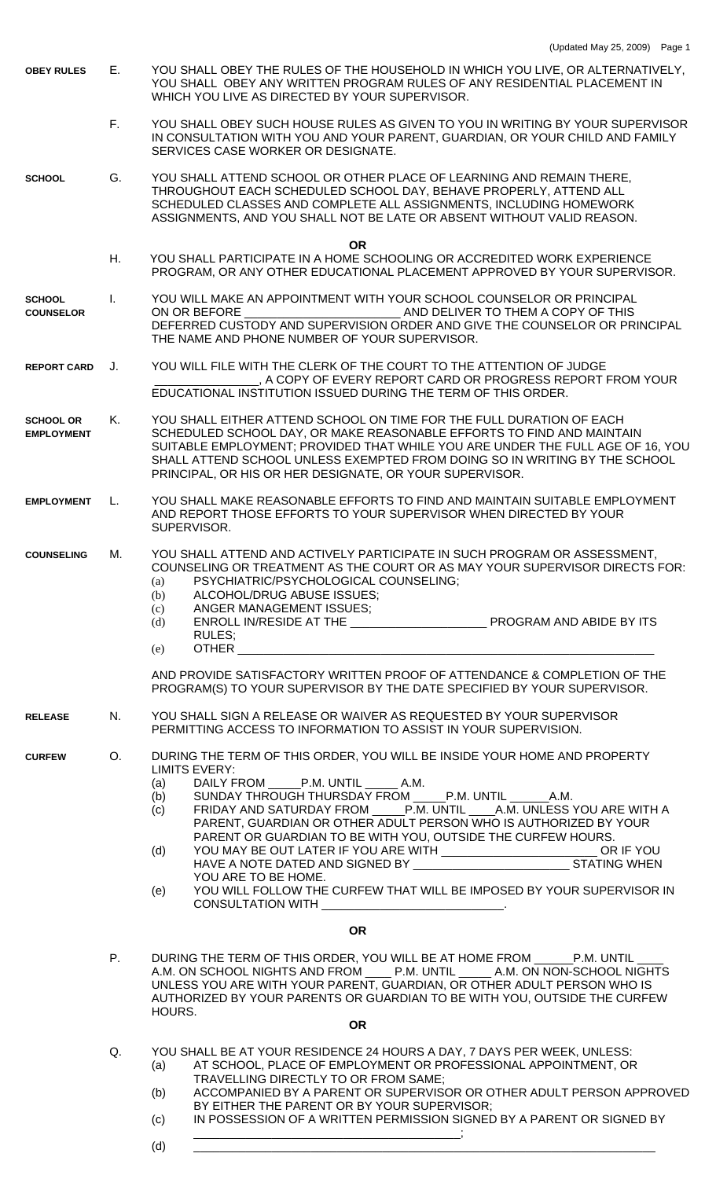**OBEY RULES** E. YOU SHALL OBEY THE RULES OF THE HOUSEHOLD IN WHICH YOU LIVE, OR ALTERNATIVELY, YOU SHALL OBEY ANY WRITTEN PROGRAM RULES OF ANY RESIDENTIAL PLACEMENT IN WHICH YOU LIVE AS DIRECTED BY YOUR SUPERVISOR.

F. YOU SHALL OBEY SUCH HOUSE RULES AS GIVEN TO YOU IN WRITING BY YOUR SUPERVISOR IN CONSULTATION WITH YOU AND YOUR PARENT, GUARDIAN, OR YOUR CHILD AND FAMILY SERVICES CASE WORKER OR DESIGNATE.

**SCHOOL** G. YOU SHALL ATTEND SCHOOL OR OTHER PLACE OF LEARNING AND REMAIN THERE, THROUGHOUT EACH SCHEDULED SCHOOL DAY, BEHAVE PROPERLY, ATTEND ALL SCHEDULED CLASSES AND COMPLETE ALL ASSIGNMENTS, INCLUDING HOMEWORK ASSIGNMENTS, AND YOU SHALL NOT BE LATE OR ABSENT WITHOUT VALID REASON.

**OR**

H. YOU SHALL PARTICIPATE IN A HOME SCHOOLING OR ACCREDITED WORK EXPERIENCE PROGRAM, OR ANY OTHER EDUCATIONAL PLACEMENT APPROVED BY YOUR SUPERVISOR.

**SCHOOL COUNSELOR** I. YOU WILL MAKE AN APPOINTMENT WITH YOUR SCHOOL COUNSELOR OR PRINCIPAL ON OR BEFORE ______________________ AND DELIVER TO THEM A COPY OF THIS DEFERRED CUSTODY AND SUPERVISION ORDER AND GIVE THE COUNSELOR OR PRINCIPAL THE NAME AND PHONE NUMBER OF YOUR SUPERVISOR.

**REPORT CARD** J. YOU WILL FILE WITH THE CLERK OF THE COURT TO THE ATTENTION OF JUDGE _______________, A COPY OF EVERY REPORT CARD OR PROGRESS REPORT FROM YOUR EDUCATIONAL INSTITUTION ISSUED DURING THE TERM OF THIS ORDER.

**SCHOOL OR EMPLOYMENT** K. YOU SHALL EITHER ATTEND SCHOOL ON TIME FOR THE FULL DURATION OF EACH SCHEDULED SCHOOL DAY, OR MAKE REASONABLE EFFORTS TO FIND AND MAINTAIN SUITABLE EMPLOYMENT; PROVIDED THAT WHILE YOU ARE UNDER THE FULL AGE OF 16, YOU SHALL ATTEND SCHOOL UNLESS EXEMPTED FROM DOING SO IN WRITING BY THE SCHOOL PRINCIPAL, OR HIS OR HER DESIGNATE, OR YOUR SUPERVISOR.

**EMPLOYMENT** L. YOU SHALL MAKE REASONABLE EFFORTS TO FIND AND MAINTAIN SUITABLE EMPLOYMENT AND REPORT THOSE EFFORTS TO YOUR SUPERVISOR WHEN DIRECTED BY YOUR SUPERVISOR.

**COUNSELING** M. YOU SHALL ATTEND AND ACTIVELY PARTICIPATE IN SUCH PROGRAM OR ASSESSMENT, COUNSELING OR TREATMENT AS THE COURT OR AS MAY YOUR SUPERVISOR DIRECTS FOR:

(a) PSYCHIATRIC/PSYCHOLOGICAL COUNSELING;
(b) ALCOHOL/DRUG ABUSE ISSUES;
(c) ANGER MANAGEMENT ISSUES;
(d) ENROLL IN/RESIDE AT THE ____________________ PROGRAM AND ABIDE BY ITS RULES;
(e) OTHER ______________________________________________________________

AND PROVIDE SATISFACTORY WRITTEN PROOF OF ATTENDANCE & COMPLETION OF THE PROGRAM(S) TO YOUR SUPERVISOR BY THE DATE SPECIFIED BY YOUR SUPERVISOR.

**RELEASE** N. YOU SHALL SIGN A RELEASE OR WAIVER AS REQUESTED BY YOUR SUPERVISOR PERMITTING ACCESS TO INFORMATION TO ASSIST IN YOUR SUPERVISION.

**CURFEW** O. DURING THE TERM OF THIS ORDER, YOU WILL BE INSIDE YOUR HOME AND PROPERTY LIMITS EVERY:

(a) DAILY FROM _____P.M. UNTIL _____ A.M.
(b) SUNDAY THROUGH THURSDAY FROM _____P.M. UNTIL ______A.M.
(c) FRIDAY AND SATURDAY FROM _____P.M. UNTIL ____A.M. UNLESS YOU ARE WITH A PARENT, GUARDIAN OR OTHER ADULT PERSON WHO IS AUTHORIZED BY YOUR PARENT OR GUARDIAN TO BE WITH YOU, OUTSIDE THE CURFEW HOURS.
(d) YOU MAY BE OUT LATER IF YOU ARE WITH _______________________ OR IF YOU HAVE A NOTE DATED AND SIGNED BY _______________________ STATING WHEN YOU ARE TO BE HOME.
(e) YOU WILL FOLLOW THE CURFEW THAT WILL BE IMPOSED BY YOUR SUPERVISOR IN CONSULTATION WITH ___________________________.

**OR**

P. DURING THE TERM OF THIS ORDER, YOU WILL BE AT HOME FROM ______P.M. UNTIL ____ A.M. ON SCHOOL NIGHTS AND FROM ____ P.M. UNTIL _____ A.M. ON NON-SCHOOL NIGHTS UNLESS YOU ARE WITH YOUR PARENT, GUARDIAN, OR OTHER ADULT PERSON WHO IS AUTHORIZED BY YOUR PARENTS OR GUARDIAN TO BE WITH YOU, OUTSIDE THE CURFEW HOURS.

**OR**

Q. YOU SHALL BE AT YOUR RESIDENCE 24 HOURS A DAY, 7 DAYS PER WEEK, UNLESS:

(a) AT SCHOOL, PLACE OF EMPLOYMENT OR PROFESSIONAL APPOINTMENT, OR TRAVELLING DIRECTLY TO OR FROM SAME;
(b) ACCOMPANIED BY A PARENT OR SUPERVISOR OR OTHER ADULT PERSON APPROVED BY EITHER THE PARENT OR BY YOUR SUPERVISOR;
(c) IN POSSESSION OF A WRITTEN PERMISSION SIGNED BY A PARENT OR SIGNED BY ________________________________________;
(d) ______________________________________________________________________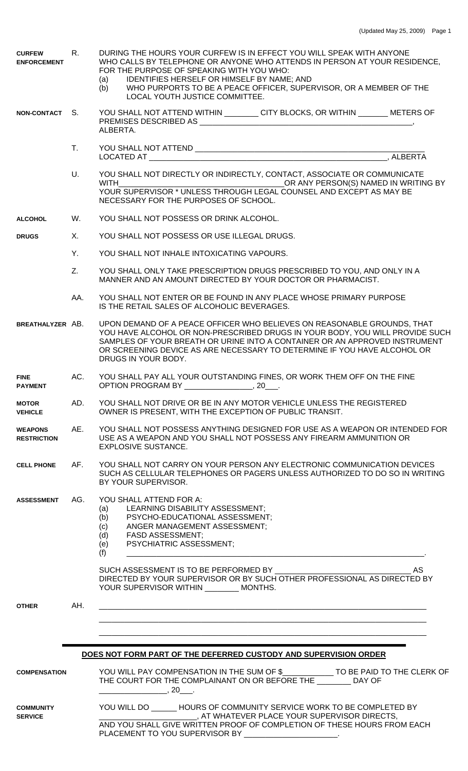**CURFEW ENFORCEMENT** R. DURING THE HOURS YOUR CURFEW IS IN EFFECT YOU WILL SPEAK WITH ANYONE WHO CALLS BY TELEPHONE OR ANYONE WHO ATTENDS IN PERSON AT YOUR RESIDENCE, FOR THE PURPOSE OF SPEAKING WITH YOU WHO:

(a) IDENTIFIES HERSELF OR HIMSELF BY NAME; AND
(b) WHO PURPORTS TO BE A PEACE OFFICER, SUPERVISOR, OR A MEMBER OF THE LOCAL YOUTH JUSTICE COMMITTEE.

**NON-CONTACT** S. YOU SHALL NOT ATTEND WITHIN ________ CITY BLOCKS, OR WITHIN _______ METERS OF PREMISES DESCRIBED AS ___________________________________________________, ALBERTA.

T. YOU SHALL NOT ATTEND ___________________________________________________ LOCATED AT ___________________________________________________, ALBERTA

U. YOU SHALL NOT DIRECTLY OR INDIRECTLY, CONTACT, ASSOCIATE OR COMMUNICATE WITH_____________________________________OR ANY PERSON(S) NAMED IN WRITING BY YOUR SUPERVISOR * UNLESS THROUGH LEGAL COUNSEL AND EXCEPT AS MAY BE NECESSARY FOR THE PURPOSES OF SCHOOL.

**ALCOHOL** W. YOU SHALL NOT POSSESS OR DRINK ALCOHOL.

**DRUGS** X. YOU SHALL NOT POSSESS OR USE ILLEGAL DRUGS.

Y. YOU SHALL NOT INHALE INTOXICATING VAPOURS.

Z. YOU SHALL ONLY TAKE PRESCRIPTION DRUGS PRESCRIBED TO YOU, AND ONLY IN A MANNER AND AN AMOUNT DIRECTED BY YOUR DOCTOR OR PHARMACIST.

AA. YOU SHALL NOT ENTER OR BE FOUND IN ANY PLACE WHOSE PRIMARY PURPOSE IS THE RETAIL SALES OF ALCOHOLIC BEVERAGES.

**BREATHALYZER** AB. UPON DEMAND OF A PEACE OFFICER WHO BELIEVES ON REASONABLE GROUNDS, THAT YOU HAVE ALCOHOL OR NON-PRESCRIBED DRUGS IN YOUR BODY, YOU WILL PROVIDE SUCH SAMPLES OF YOUR BREATH OR URINE INTO A CONTAINER OR AN APPROVED INSTRUMENT OR SCREENING DEVICE AS ARE NECESSARY TO DETERMINE IF YOU HAVE ALCOHOL OR DRUGS IN YOUR BODY.

**FINE PAYMENT** AC. YOU SHALL PAY ALL YOUR OUTSTANDING FINES, OR WORK THEM OFF ON THE FINE OPTION PROGRAM BY ________________, 20___.

**MOTOR VEHICLE** AD. YOU SHALL NOT DRIVE OR BE IN ANY MOTOR VEHICLE UNLESS THE REGISTERED OWNER IS PRESENT, WITH THE EXCEPTION OF PUBLIC TRANSIT.

**WEAPONS RESTRICTION** AE. YOU SHALL NOT POSSESS ANYTHING DESIGNED FOR USE AS A WEAPON OR INTENDED FOR USE AS A WEAPON AND YOU SHALL NOT POSSESS ANY FIREARM AMMUNITION OR EXPLOSIVE SUSTANCE.

**CELL PHONE** AF. YOU SHALL NOT CARRY ON YOUR PERSON ANY ELECTRONIC COMMUNICATION DEVICES SUCH AS CELLULAR TELEPHONES OR PAGERS UNLESS AUTHORIZED TO DO SO IN WRITING BY YOUR SUPERVISOR.

**ASSESSMENT** AG. YOU SHALL ATTEND FOR A:

(a) LEARNING DISABILITY ASSESSMENT;
(b) PSYCHO-EDUCATIONAL ASSESSMENT;
(c) ANGER MANAGEMENT ASSESSMENT;
(d) FASD ASSESSMENT;
(e) PSYCHIATRIC ASSESSMENT;
(f) ___________________________________________________________________.

SUCH ASSESSMENT IS TO BE PERFORMED BY _______________________________ AS DIRECTED BY YOUR SUPERVISOR OR BY SUCH OTHER PROFESSIONAL AS DIRECTED BY YOUR SUPERVISOR WITHIN ________ MONTHS.

**OTHER** AH. ___________________________________________________________________

___________________________________________________________________

___________________________________________________________________

**DOES NOT FORM PART OF THE DEFERRED CUSTODY AND SUPERVISION ORDER**

**COMPENSATION** YOU WILL PAY COMPENSATION IN THE SUM OF $____________ TO BE PAID TO THE CLERK OF THE COURT FOR THE COMPLAINANT ON OR BEFORE THE ________ DAY OF ________________, 20___.

**COMMUNITY SERVICE** YOU WILL DO ______ HOURS OF COMMUNITY SERVICE WORK TO BE COMPLETED BY ______________________, AT WHATEVER PLACE YOUR SUPERVISOR DIRECTS, AND YOU SHALL GIVE WRITTEN PROOF OF COMPLETION OF THESE HOURS FROM EACH PLACEMENT TO YOU SUPERVISOR BY ______________________.